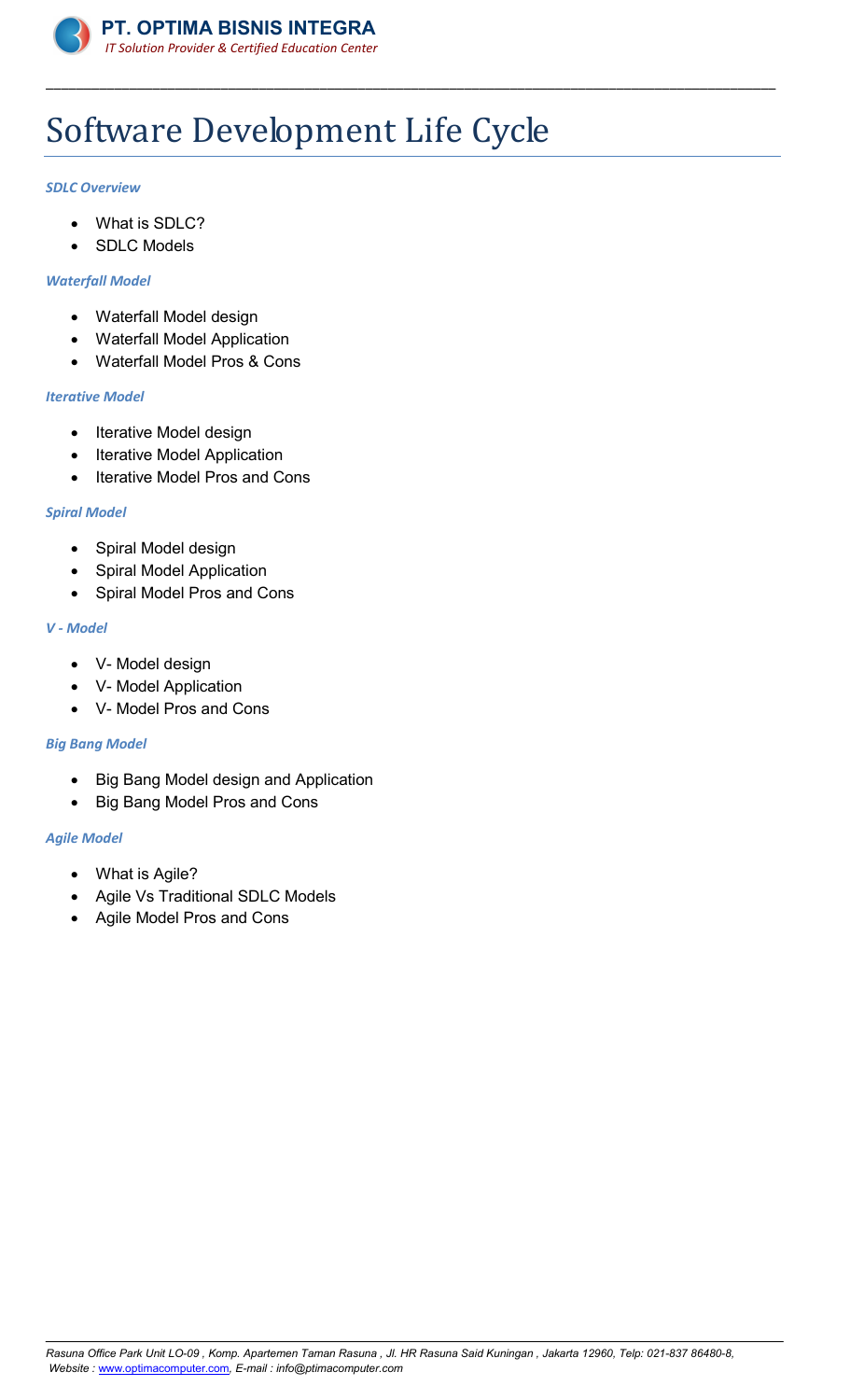# Software Development Life Cycle

***SDLC Overview***

- What is SDLC?
- SDLC Models

***Waterfall Model***

- Waterfall Model design
- Waterfall Model Application
- Waterfall Model Pros & Cons

***Iterative Model***

- Iterative Model design
- Iterative Model Application
- Iterative Model Pros and Cons

***Spiral Model***

- Spiral Model design
- Spiral Model Application
- Spiral Model Pros and Cons

***V - Model***

- V- Model design
- V- Model Application
- V- Model Pros and Cons

***Big Bang Model***

- Big Bang Model design and Application
- Big Bang Model Pros and Cons

***Agile Model***

- What is Agile?
- Agile Vs Traditional SDLC Models
- Agile Model Pros and Cons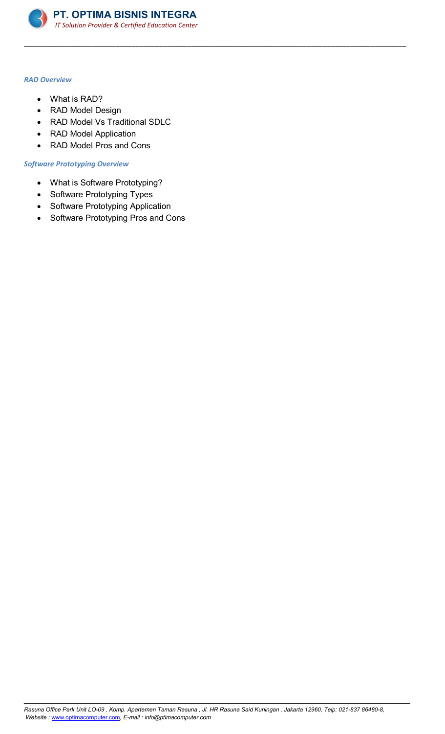***RAD Overview***

- What is RAD?
- RAD Model Design
- RAD Model Vs Traditional SDLC
- RAD Model Application
- RAD Model Pros and Cons

***Software Prototyping Overview***

- What is Software Prototyping?
- Software Prototyping Types
- Software Prototyping Application
- Software Prototyping Pros and Cons